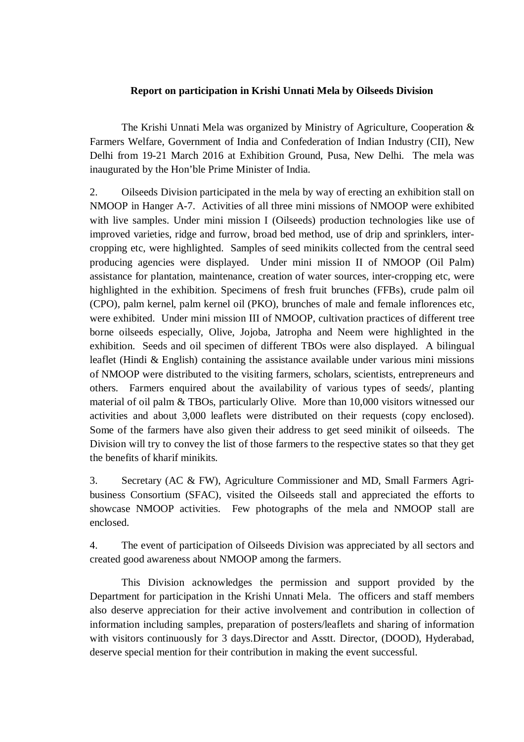**Report on participation in Krishi Unnati Mela by Oilseeds Division**

The Krishi Unnati Mela was organized by Ministry of Agriculture, Cooperation & Farmers Welfare, Government of India and Confederation of Indian Industry (CII), New Delhi from 19-21 March 2016 at Exhibition Ground, Pusa, New Delhi. The mela was inaugurated by the Hon'ble Prime Minister of India.

2. Oilseeds Division participated in the mela by way of erecting an exhibition stall on NMOOP in Hanger A-7. Activities of all three mini missions of NMOOP were exhibited with live samples. Under mini mission I (Oilseeds) production technologies like use of improved varieties, ridge and furrow, broad bed method, use of drip and sprinklers, inter-cropping etc, were highlighted. Samples of seed minikits collected from the central seed producing agencies were displayed. Under mini mission II of NMOOP (Oil Palm) assistance for plantation, maintenance, creation of water sources, inter-cropping etc, were highlighted in the exhibition. Specimens of fresh fruit brunches (FFBs), crude palm oil (CPO), palm kernel, palm kernel oil (PKO), brunches of male and female inflorences etc, were exhibited. Under mini mission III of NMOOP, cultivation practices of different tree borne oilseeds especially, Olive, Jojoba, Jatropha and Neem were highlighted in the exhibition. Seeds and oil specimen of different TBOs were also displayed. A bilingual leaflet (Hindi & English) containing the assistance available under various mini missions of NMOOP were distributed to the visiting farmers, scholars, scientists, entrepreneurs and others. Farmers enquired about the availability of various types of seeds/, planting material of oil palm & TBOs, particularly Olive. More than 10,000 visitors witnessed our activities and about 3,000 leaflets were distributed on their requests (copy enclosed). Some of the farmers have also given their address to get seed minikit of oilseeds. The Division will try to convey the list of those farmers to the respective states so that they get the benefits of kharif minikits.

3. Secretary (AC & FW), Agriculture Commissioner and MD, Small Farmers Agri-business Consortium (SFAC), visited the Oilseeds stall and appreciated the efforts to showcase NMOOP activities. Few photographs of the mela and NMOOP stall are enclosed.

4. The event of participation of Oilseeds Division was appreciated by all sectors and created good awareness about NMOOP among the farmers.

This Division acknowledges the permission and support provided by the Department for participation in the Krishi Unnati Mela. The officers and staff members also deserve appreciation for their active involvement and contribution in collection of information including samples, preparation of posters/leaflets and sharing of information with visitors continuously for 3 days.Director and Asstt. Director, (DOOD), Hyderabad, deserve special mention for their contribution in making the event successful.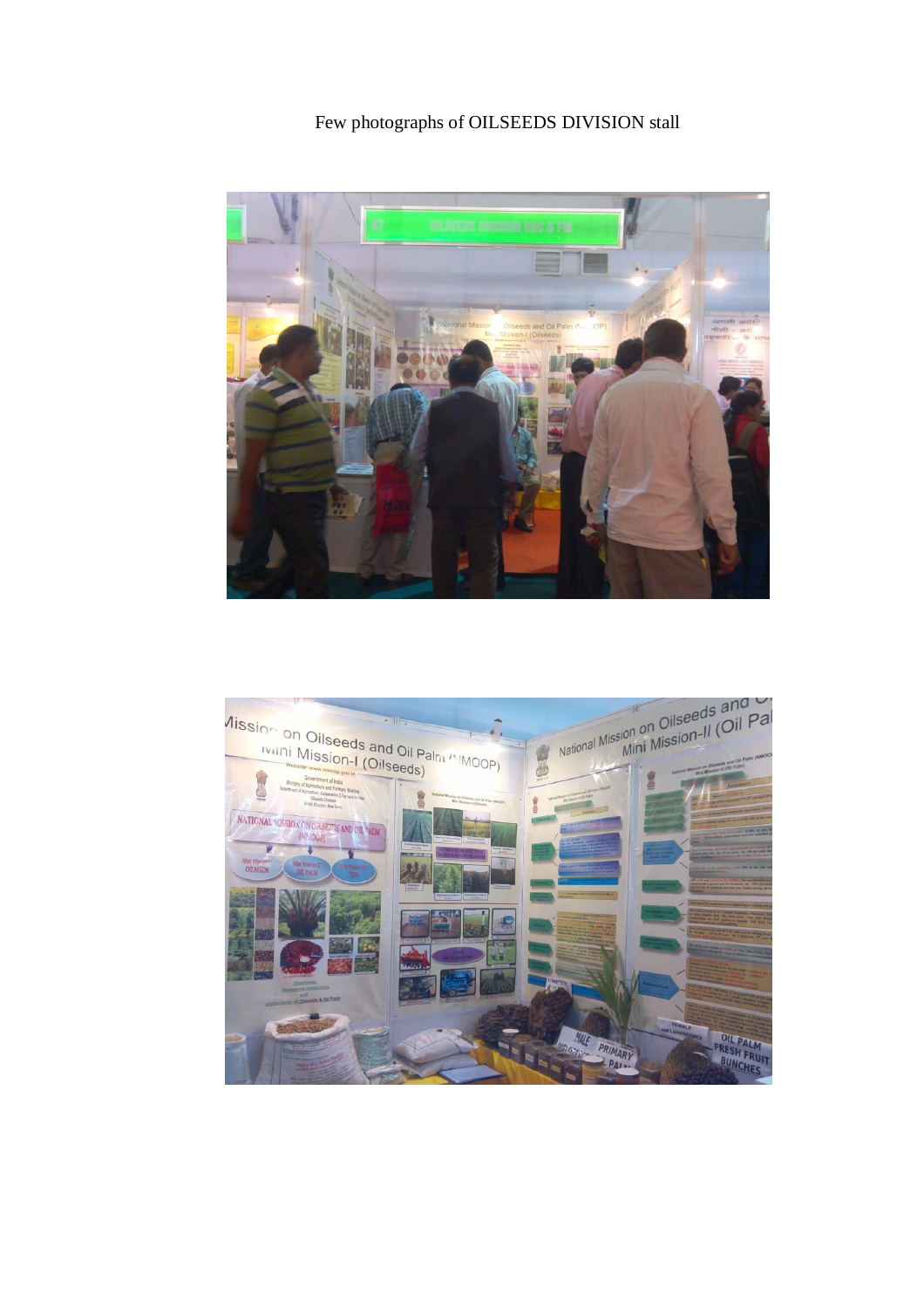Few photographs of OILSEEDS DIVISION stall